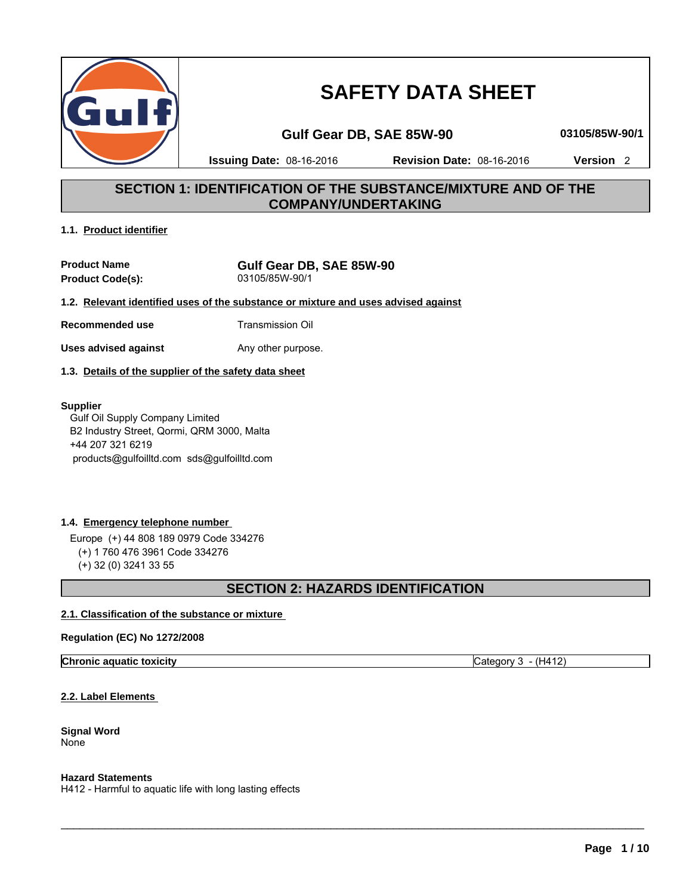# SAFETY DATA SHEET

**Gulf Gear DB, SAE 85W-90** **03105/85W-90/1**

**Issuing Date:** 08-16-2016 **Revision Date:** 08-16-2016 **Version** 2

## SECTION 1: IDENTIFICATION OF THE SUBSTANCE/MIXTURE AND OF THE COMPANY/UNDERTAKING

### 1.1. Product identifier

**Product Name** **Gulf Gear DB, SAE 85W-90**
**Product Code(s):** 03105/85W-90/1

### 1.2. Relevant identified uses of the substance or mixture and uses advised against

**Recommended use** Transmission Oil

**Uses advised against** Any other purpose.

### 1.3. Details of the supplier of the safety data sheet

**Supplier**
Gulf Oil Supply Company Limited
B2 Industry Street, Qormi, QRM 3000, Malta
+44 207 321 6219
products@gulfoilltd.com sds@gulfoilltd.com

### 1.4. Emergency telephone number

Europe (+) 44 808 189 0979 Code 334276
(+) 1 760 476 3961 Code 334276
(+) 32 (0) 3241 33 55

## SECTION 2: HAZARDS IDENTIFICATION

### 2.1. Classification of the substance or mixture

**Regulation (EC) No 1272/2008**

| **Chronic aquatic toxicity** | Category 3 - (H412) |
|---|---|

### 2.2. Label Elements

**Signal Word**
None

**Hazard Statements**
H412 - Harmful to aquatic life with long lasting effects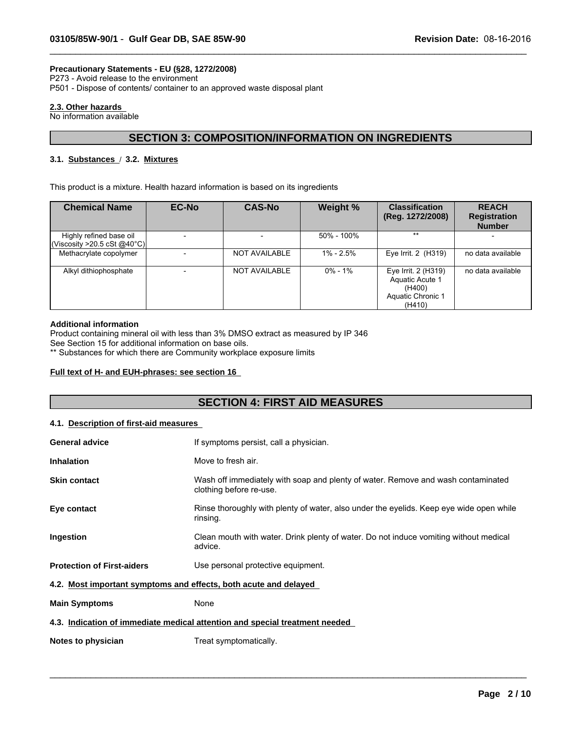**Precautionary Statements - EU (§28, 1272/2008)**
P273 - Avoid release to the environment
P501 - Dispose of contents/ container to an approved waste disposal plant

**2.3. Other hazards**
No information available

## SECTION 3: COMPOSITION/INFORMATION ON INGREDIENTS

**3.1. Substances / 3.2. Mixtures**

This product is a mixture. Health hazard information is based on its ingredients

| Chemical Name | EC-No | CAS-No | Weight % | Classification (Reg. 1272/2008) | REACH Registration Number |
|---|---|---|---|---|---|
| Highly refined base oil (Viscosity >20.5 cSt @40°C) | - | - | 50% - 100% | ** | - |
| Methacrylate copolymer | - | NOT AVAILABLE | 1% - 2.5% | Eye Irrit. 2 (H319) | no data available |
| Alkyl dithiophosphate | - | NOT AVAILABLE | 0% - 1% | Eye Irrit. 2 (H319) Aquatic Acute 1 (H400) Aquatic Chronic 1 (H410) | no data available |

**Additional information**
Product containing mineral oil with less than 3% DMSO extract as measured by IP 346
See Section 15 for additional information on base oils.
** Substances for which there are Community workplace exposure limits

**Full text of H- and EUH-phrases: see section 16**

## SECTION 4: FIRST AID MEASURES

**4.1. Description of first-aid measures**

**General advice** If symptoms persist, call a physician.

**Inhalation** Move to fresh air.

**Skin contact** Wash off immediately with soap and plenty of water. Remove and wash contaminated clothing before re-use.

**Eye contact** Rinse thoroughly with plenty of water, also under the eyelids. Keep eye wide open while rinsing.

**Ingestion** Clean mouth with water. Drink plenty of water. Do not induce vomiting without medical advice.

**Protection of First-aiders** Use personal protective equipment.

**4.2. Most important symptoms and effects, both acute and delayed**

**Main Symptoms** None

**4.3. Indication of immediate medical attention and special treatment needed**

**Notes to physician** Treat symptomatically.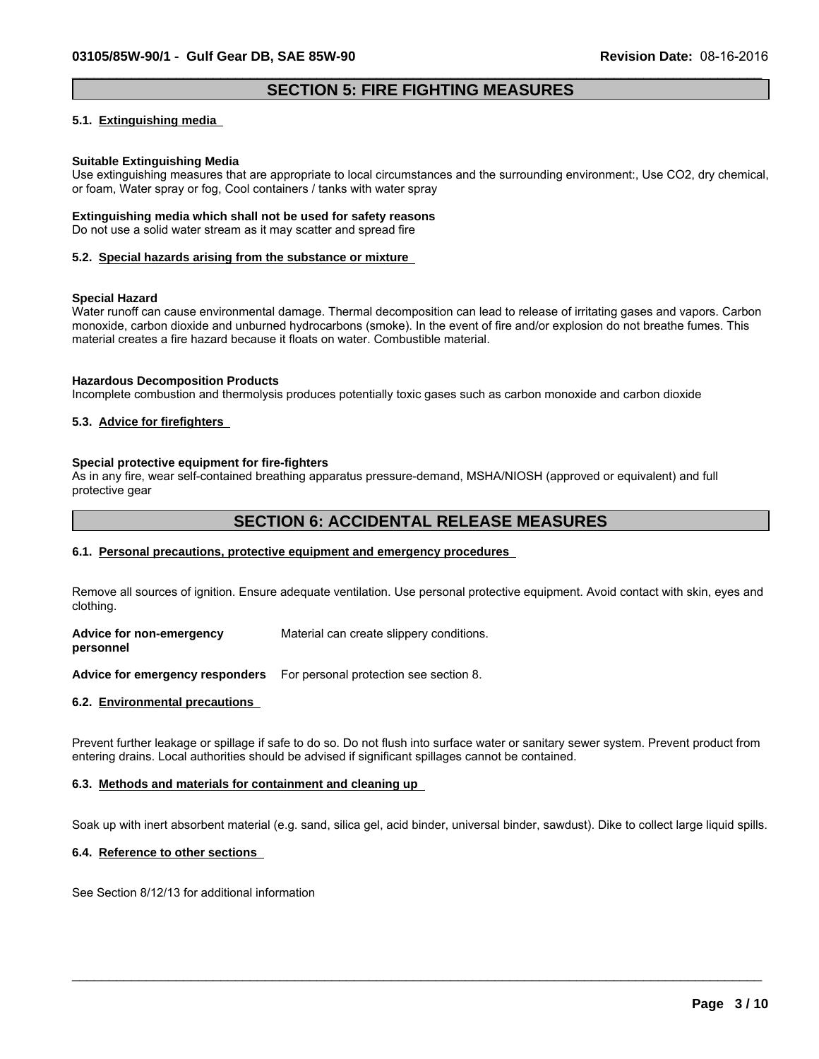## SECTION 5: FIRE FIGHTING MEASURES

### 5.1. Extinguishing media

**Suitable Extinguishing Media**
Use extinguishing measures that are appropriate to local circumstances and the surrounding environment:, Use $CO_2$, dry chemical, or foam, Water spray or fog, Cool containers / tanks with water spray

**Extinguishing media which shall not be used for safety reasons**
Do not use a solid water stream as it may scatter and spread fire

### 5.2. Special hazards arising from the substance or mixture

**Special Hazard**
Water runoff can cause environmental damage. Thermal decomposition can lead to release of irritating gases and vapors. Carbon monoxide, carbon dioxide and unburned hydrocarbons (smoke). In the event of fire and/or explosion do not breathe fumes. This material creates a fire hazard because it floats on water. Combustible material.

**Hazardous Decomposition Products**
Incomplete combustion and thermolysis produces potentially toxic gases such as carbon monoxide and carbon dioxide

### 5.3. Advice for firefighters

**Special protective equipment for fire-fighters**
As in any fire, wear self-contained breathing apparatus pressure-demand, MSHA/NIOSH (approved or equivalent) and full protective gear

## SECTION 6: ACCIDENTAL RELEASE MEASURES

### 6.1. Personal precautions, protective equipment and emergency procedures

Remove all sources of ignition. Ensure adequate ventilation. Use personal protective equipment. Avoid contact with skin, eyes and clothing.

**Advice for non-emergency personnel** Material can create slippery conditions.

**Advice for emergency responders** For personal protection see section 8.

### 6.2. Environmental precautions

Prevent further leakage or spillage if safe to do so. Do not flush into surface water or sanitary sewer system. Prevent product from entering drains. Local authorities should be advised if significant spillages cannot be contained.

### 6.3. Methods and materials for containment and cleaning up

Soak up with inert absorbent material (e.g. sand, silica gel, acid binder, universal binder, sawdust). Dike to collect large liquid spills.

### 6.4. Reference to other sections

See Section 8/12/13 for additional information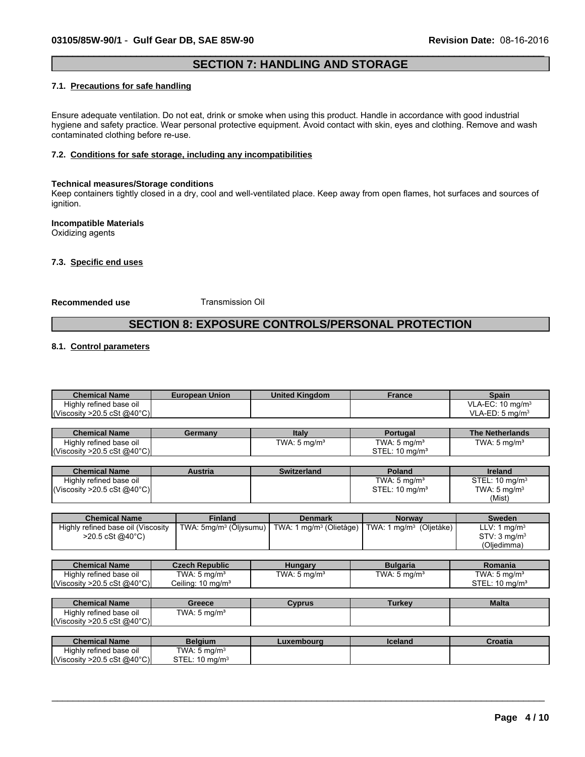## SECTION 7: HANDLING AND STORAGE

### 7.1. Precautions for safe handling

Ensure adequate ventilation. Do not eat, drink or smoke when using this product. Handle in accordance with good industrial hygiene and safety practice. Wear personal protective equipment. Avoid contact with skin, eyes and clothing. Remove and wash contaminated clothing before re-use.

### 7.2. Conditions for safe storage, including any incompatibilities

**Technical measures/Storage conditions**
Keep containers tightly closed in a dry, cool and well-ventilated place. Keep away from open flames, hot surfaces and sources of ignition.

**Incompatible Materials**
Oxidizing agents

### 7.3. Specific end uses

**Recommended use** Transmission Oil

## SECTION 8: EXPOSURE CONTROLS/PERSONAL PROTECTION

### 8.1. Control parameters

| Chemical Name | European Union | United Kingdom | France | Spain |
|---|---|---|---|---|
| Highly refined base oil (Viscosity >20.5 cSt @40°C) | | | | VLA-EC: 10 mg/m³<br>VLA-ED: 5 mg/m³ |

| Chemical Name | Germany | Italy | Portugal | The Netherlands |
|---|---|---|---|---|
| Highly refined base oil (Viscosity >20.5 cSt @40°C) | | TWA: 5 mg/m³ | TWA: 5 mg/m³<br>STEL: 10 mg/m³ | TWA: 5 mg/m³ |

| Chemical Name | Austria | Switzerland | Poland | Ireland |
|---|---|---|---|---|
| Highly refined base oil (Viscosity >20.5 cSt @40°C) | | | TWA: 5 mg/m³<br>STEL: 10 mg/m³ | STEL: 10 mg/m³<br>TWA: 5 mg/m³<br>(Mist) |

| Chemical Name | Finland | Denmark | Norway | Sweden |
|---|---|---|---|---|
| Highly refined base oil (Viscosity >20.5 cSt @40°C) | TWA: 5mg/m³ (Öljysumu) | TWA: 1 mg/m³ (Olietåge) | TWA: 1 mg/m³ (Oljetåke) | LLV: 1 mg/m³<br>STV: 3 mg/m³<br>(Oljedimma) |

| Chemical Name | Czech Republic | Hungary | Bulgaria | Romania |
|---|---|---|---|---|
| Highly refined base oil (Viscosity >20.5 cSt @40°C) | TWA: 5 mg/m³<br>Ceiling: 10 mg/m³ | TWA: 5 mg/m³ | TWA: 5 mg/m³ | TWA: 5 mg/m³<br>STEL: 10 mg/m³ |

| Chemical Name | Greece | Cyprus | Turkey | Malta |
|---|---|---|---|---|
| Highly refined base oil (Viscosity >20.5 cSt @40°C) | TWA: 5 mg/m³ | | | |

| Chemical Name | Belgium | Luxembourg | Iceland | Croatia |
|---|---|---|---|---|
| Highly refined base oil (Viscosity >20.5 cSt @40°C) | TWA: 5 mg/m³<br>STEL: 10 mg/m³ | | | |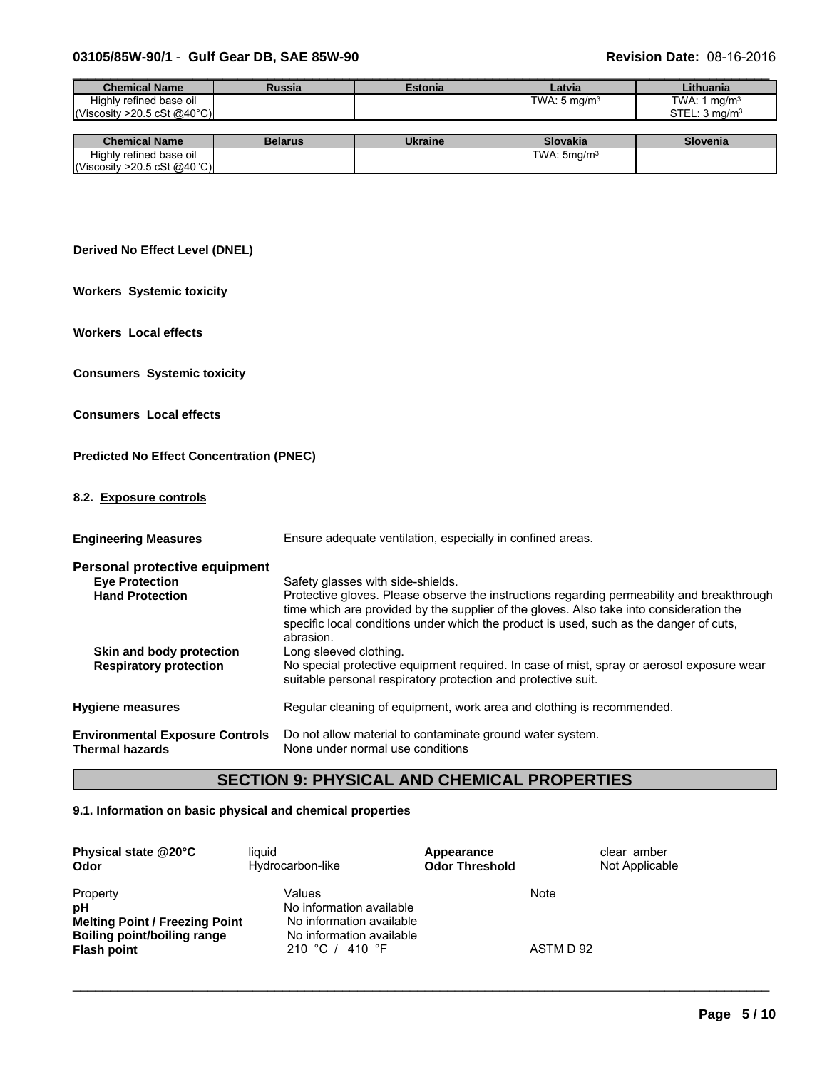| Chemical Name | Russia | Estonia | Latvia | Lithuania |
|---|---|---|---|---|
| Highly refined base oil (Viscosity >20.5 cSt @40°C) | | | TWA: 5 $mg/m^3$ | TWA: 1 $mg/m^3$ STEL: 3 $mg/m^3$ |

| Chemical Name | Belarus | Ukraine | Slovakia | Slovenia |
|---|---|---|---|---|
| Highly refined base oil (Viscosity >20.5 cSt @40°C) | | | TWA: 5$mg/m^3$ | |

**Derived No Effect Level (DNEL)**

**Workers Systemic toxicity**

**Workers Local effects**

**Consumers Systemic toxicity**

**Consumers Local effects**

**Predicted No Effect Concentration (PNEC)**

### 8.2. Exposure controls

**Engineering Measures** Ensure adequate ventilation, especially in confined areas.

**Personal protective equipment**

**Eye Protection** Safety glasses with side-shields.

**Hand Protection** Protective gloves. Please observe the instructions regarding permeability and breakthrough time which are provided by the supplier of the gloves. Also take into consideration the specific local conditions under which the product is used, such as the danger of cuts, abrasion.

**Skin and body protection** Long sleeved clothing.

**Respiratory protection** No special protective equipment required. In case of mist, spray or aerosol exposure wear suitable personal respiratory protection and protective suit.

**Hygiene measures** Regular cleaning of equipment, work area and clothing is recommended.

**Environmental Exposure Controls** Do not allow material to contaminate ground water system.

**Thermal hazards** None under normal use conditions

## SECTION 9: PHYSICAL AND CHEMICAL PROPERTIES

### 9.1. Information on basic physical and chemical properties

**Physical state @20°C** liquid

**Odor** Hydrocarbon-like

**Appearance** clear amber

**Odor Threshold** Not Applicable

| Property | Values | Note |
|---|---|---|
| **pH** | No information available | |
| **Melting Point / Freezing Point** | No information available | |
| **Boiling point/boiling range** | No information available | |
| **Flash point** | 210 °C / 410 °F | ASTM D 92 |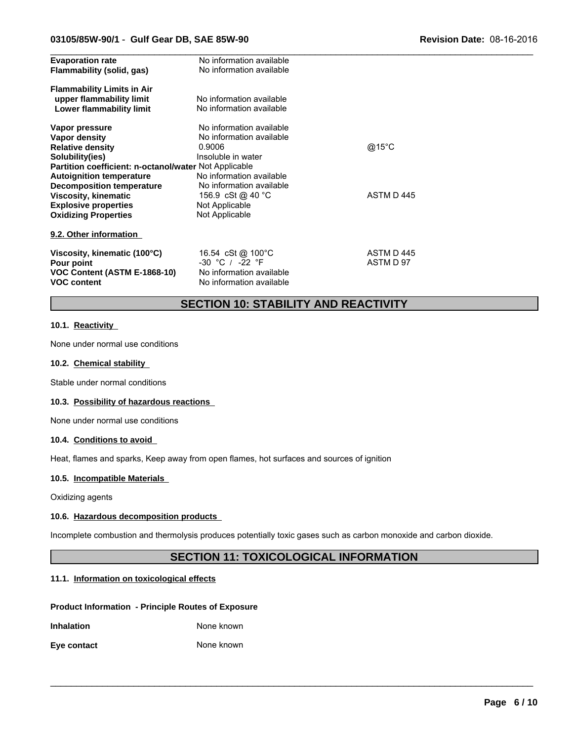| | | |
|---|---|---|
| **Evaporation rate** | No information available | |
| **Flammability (solid, gas)** | No information available | |
| **Flammability Limits in Air** | | |
| **upper flammability limit** | No information available | |
| **Lower flammability limit** | No information available | |
| **Vapor pressure** | No information available | |
| **Vapor density** | No information available | |
| **Relative density** | 0.9006 | @15°C |
| **Solubility(ies)** | Insoluble in water | |
| **Partition coefficient: n-octanol/water** | Not Applicable | |
| **Autoignition temperature** | No information available | |
| **Decomposition temperature** | No information available | |
| **Viscosity, kinematic** | 156.9 cSt @ 40 °C | ASTM D 445 |
| **Explosive properties** | Not Applicable | |
| **Oxidizing Properties** | Not Applicable | |

**9.2. Other information**

| | | |
|---|---|---|
| **Viscosity, kinematic (100°C)** | 16.54 cSt @ 100°C | ASTM D 445 |
| **Pour point** | -30 °C / -22 °F | ASTM D 97 |
| **VOC Content (ASTM E-1868-10)** | No information available | |
| **VOC content** | No information available | |

## SECTION 10: STABILITY AND REACTIVITY

**10.1. Reactivity**

None under normal use conditions

**10.2. Chemical stability**

Stable under normal conditions

**10.3. Possibility of hazardous reactions**

None under normal use conditions

**10.4. Conditions to avoid**

Heat, flames and sparks, Keep away from open flames, hot surfaces and sources of ignition

**10.5. Incompatible Materials**

Oxidizing agents

**10.6. Hazardous decomposition products**

Incomplete combustion and thermolysis produces potentially toxic gases such as carbon monoxide and carbon dioxide.

## SECTION 11: TOXICOLOGICAL INFORMATION

**11.1. Information on toxicological effects**

**Product Information - Principle Routes of Exposure**

| | |
|---|---|
| **Inhalation** | None known |
| **Eye contact** | None known |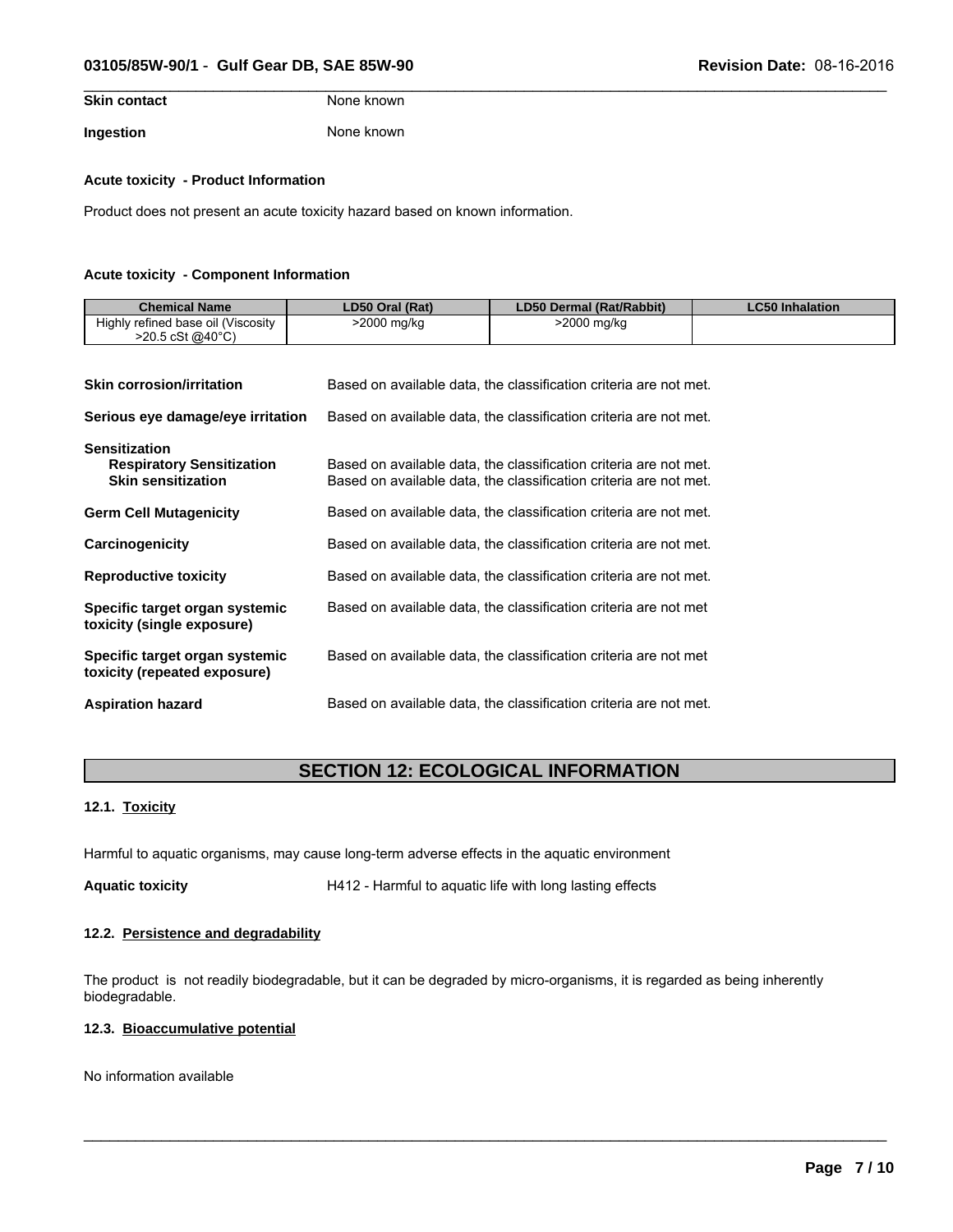**Skin contact** None known

**Ingestion** None known

**Acute toxicity - Product Information**

Product does not present an acute toxicity hazard based on known information.

**Acute toxicity - Component Information**

| Chemical Name | LD50 Oral (Rat) | LD50 Dermal (Rat/Rabbit) | LC50 Inhalation |
|---|---|---|---|
| Highly refined base oil (Viscosity >20.5 cSt @40°C) | >2000 mg/kg | >2000 mg/kg | |

**Skin corrosion/irritation** Based on available data, the classification criteria are not met.

**Serious eye damage/eye irritation** Based on available data, the classification criteria are not met.

**Sensitization**

**Respiratory Sensitization** Based on available data, the classification criteria are not met.

**Skin sensitization** Based on available data, the classification criteria are not met.

**Germ Cell Mutagenicity** Based on available data, the classification criteria are not met.

**Carcinogenicity** Based on available data, the classification criteria are not met.

**Reproductive toxicity** Based on available data, the classification criteria are not met.

**Specific target organ systemic toxicity (single exposure)** Based on available data, the classification criteria are not met

**Specific target organ systemic toxicity (repeated exposure)** Based on available data, the classification criteria are not met

**Aspiration hazard** Based on available data, the classification criteria are not met.

## SECTION 12: ECOLOGICAL INFORMATION

### 12.1. Toxicity

Harmful to aquatic organisms, may cause long-term adverse effects in the aquatic environment

**Aquatic toxicity** H412 - Harmful to aquatic life with long lasting effects

### 12.2. Persistence and degradability

The product is not readily biodegradable, but it can be degraded by micro-organisms, it is regarded as being inherently biodegradable.

### 12.3. Bioaccumulative potential

No information available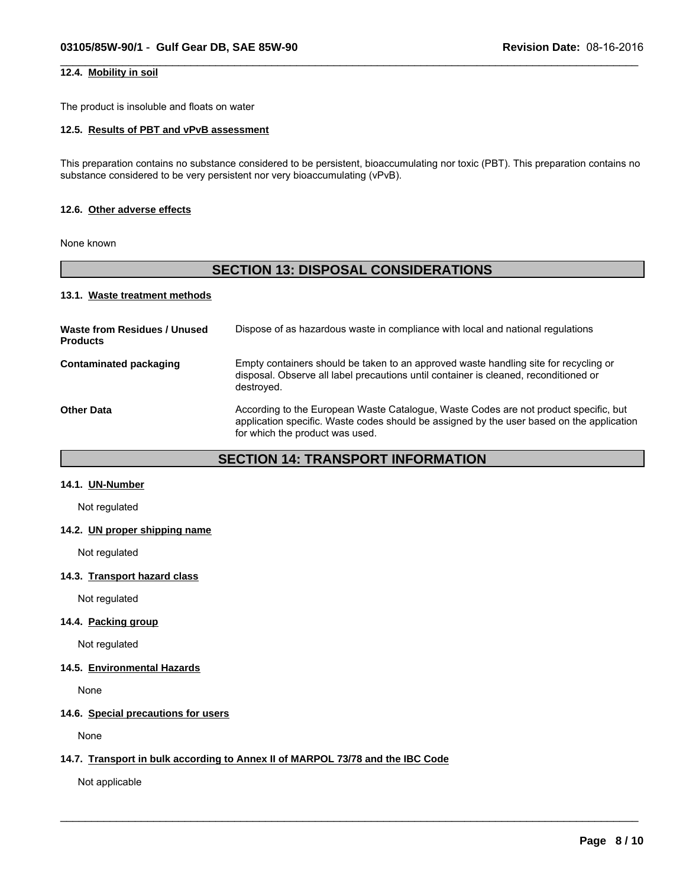### 12.4. Mobility in soil

The product is insoluble and floats on water

### 12.5. Results of PBT and vPvB assessment

This preparation contains no substance considered to be persistent, bioaccumulating nor toxic (PBT). This preparation contains no substance considered to be very persistent nor very bioaccumulating (vPvB).

### 12.6. Other adverse effects

None known

## SECTION 13: DISPOSAL CONSIDERATIONS

### 13.1. Waste treatment methods

**Waste from Residues / Unused Products** — Dispose of as hazardous waste in compliance with local and national regulations

**Contaminated packaging** — Empty containers should be taken to an approved waste handling site for recycling or disposal. Observe all label precautions until container is cleaned, reconditioned or destroyed.

**Other Data** — According to the European Waste Catalogue, Waste Codes are not product specific, but application specific. Waste codes should be assigned by the user based on the application for which the product was used.

## SECTION 14: TRANSPORT INFORMATION

### 14.1. UN-Number

Not regulated

### 14.2. UN proper shipping name

Not regulated

### 14.3. Transport hazard class

Not regulated

### 14.4. Packing group

Not regulated

### 14.5. Environmental Hazards

None

### 14.6. Special precautions for users

None

### 14.7. Transport in bulk according to Annex II of MARPOL 73/78 and the IBC Code

Not applicable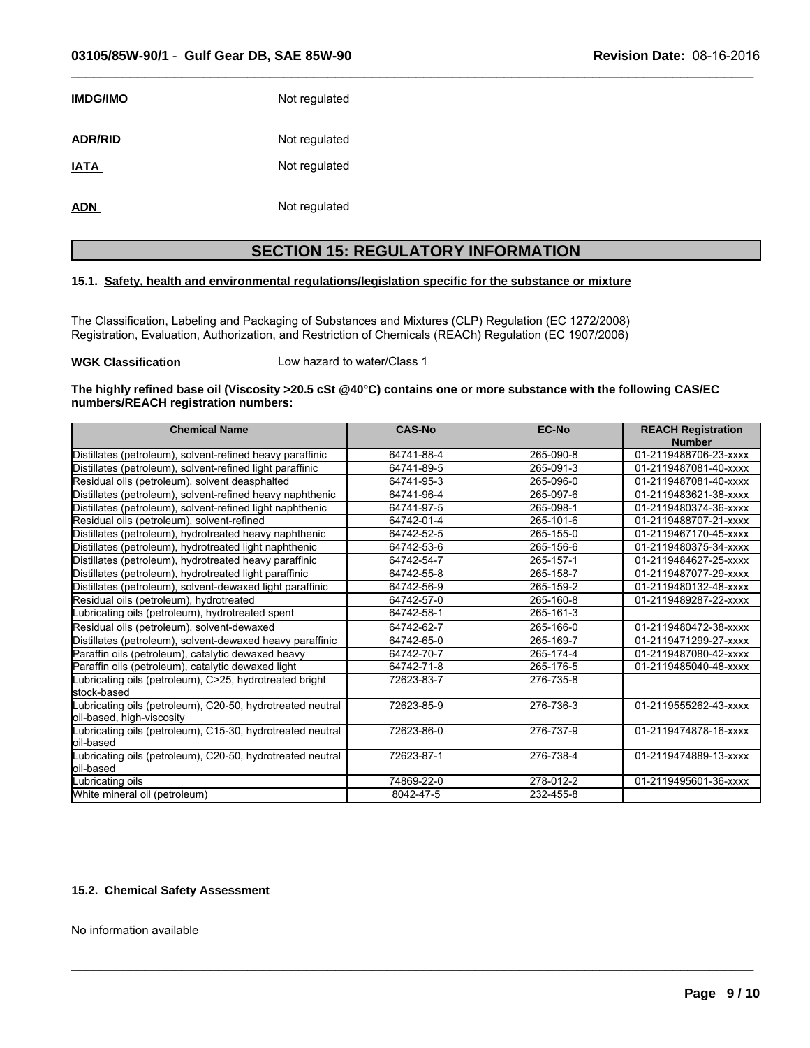**IMDG/IMO** Not regulated

**ADR/RID** Not regulated

**IATA** Not regulated

**ADN** Not regulated

## SECTION 15: REGULATORY INFORMATION

### 15.1. Safety, health and environmental regulations/legislation specific for the substance or mixture

The Classification, Labeling and Packaging of Substances and Mixtures (CLP) Regulation (EC 1272/2008)
Registration, Evaluation, Authorization, and Restriction of Chemicals (REACh) Regulation (EC 1907/2006)

**WGK Classification** Low hazard to water/Class 1

**The highly refined base oil (Viscosity >20.5 cSt @40°C) contains one or more substance with the following CAS/EC numbers/REACH registration numbers:**

| Chemical Name | CAS-No | EC-No | REACH Registration Number |
|---|---|---|---|
| Distillates (petroleum), solvent-refined heavy paraffinic | 64741-88-4 | 265-090-8 | 01-2119488706-23-xxxx |
| Distillates (petroleum), solvent-refined light paraffinic | 64741-89-5 | 265-091-3 | 01-2119487081-40-xxxx |
| Residual oils (petroleum), solvent deasphalted | 64741-95-3 | 265-096-0 | 01-2119487081-40-xxxx |
| Distillates (petroleum), solvent-refined heavy naphthenic | 64741-96-4 | 265-097-6 | 01-2119483621-38-xxxx |
| Distillates (petroleum), solvent-refined light naphthenic | 64741-97-5 | 265-098-1 | 01-2119480374-36-xxxx |
| Residual oils (petroleum), solvent-refined | 64742-01-4 | 265-101-6 | 01-2119488707-21-xxxx |
| Distillates (petroleum), hydrotreated heavy naphthenic | 64742-52-5 | 265-155-0 | 01-2119467170-45-xxxx |
| Distillates (petroleum), hydrotreated light naphthenic | 64742-53-6 | 265-156-6 | 01-2119480375-34-xxxx |
| Distillates (petroleum), hydrotreated heavy paraffinic | 64742-54-7 | 265-157-1 | 01-2119484627-25-xxxx |
| Distillates (petroleum), hydrotreated light paraffinic | 64742-55-8 | 265-158-7 | 01-2119487077-29-xxxx |
| Distillates (petroleum), solvent-dewaxed light paraffinic | 64742-56-9 | 265-159-2 | 01-2119480132-48-xxxx |
| Residual oils (petroleum), hydrotreated | 64742-57-0 | 265-160-8 | 01-2119489287-22-xxxx |
| Lubricating oils (petroleum), hydrotreated spent | 64742-58-1 | 265-161-3 | |
| Residual oils (petroleum), solvent-dewaxed | 64742-62-7 | 265-166-0 | 01-2119480472-38-xxxx |
| Distillates (petroleum), solvent-dewaxed heavy paraffinic | 64742-65-0 | 265-169-7 | 01-2119471299-27-xxxx |
| Paraffin oils (petroleum), catalytic dewaxed heavy | 64742-70-7 | 265-174-4 | 01-2119487080-42-xxxx |
| Paraffin oils (petroleum), catalytic dewaxed light | 64742-71-8 | 265-176-5 | 01-2119485040-48-xxxx |
| Lubricating oils (petroleum), C>25, hydrotreated bright stock-based | 72623-83-7 | 276-735-8 | |
| Lubricating oils (petroleum), C20-50, hydrotreated neutral oil-based, high-viscosity | 72623-85-9 | 276-736-3 | 01-2119555262-43-xxxx |
| Lubricating oils (petroleum), C15-30, hydrotreated neutral oil-based | 72623-86-0 | 276-737-9 | 01-2119474878-16-xxxx |
| Lubricating oils (petroleum), C20-50, hydrotreated neutral oil-based | 72623-87-1 | 276-738-4 | 01-2119474889-13-xxxx |
| Lubricating oils | 74869-22-0 | 278-012-2 | 01-2119495601-36-xxxx |
| White mineral oil (petroleum) | 8042-47-5 | 232-455-8 | |

### 15.2. Chemical Safety Assessment

No information available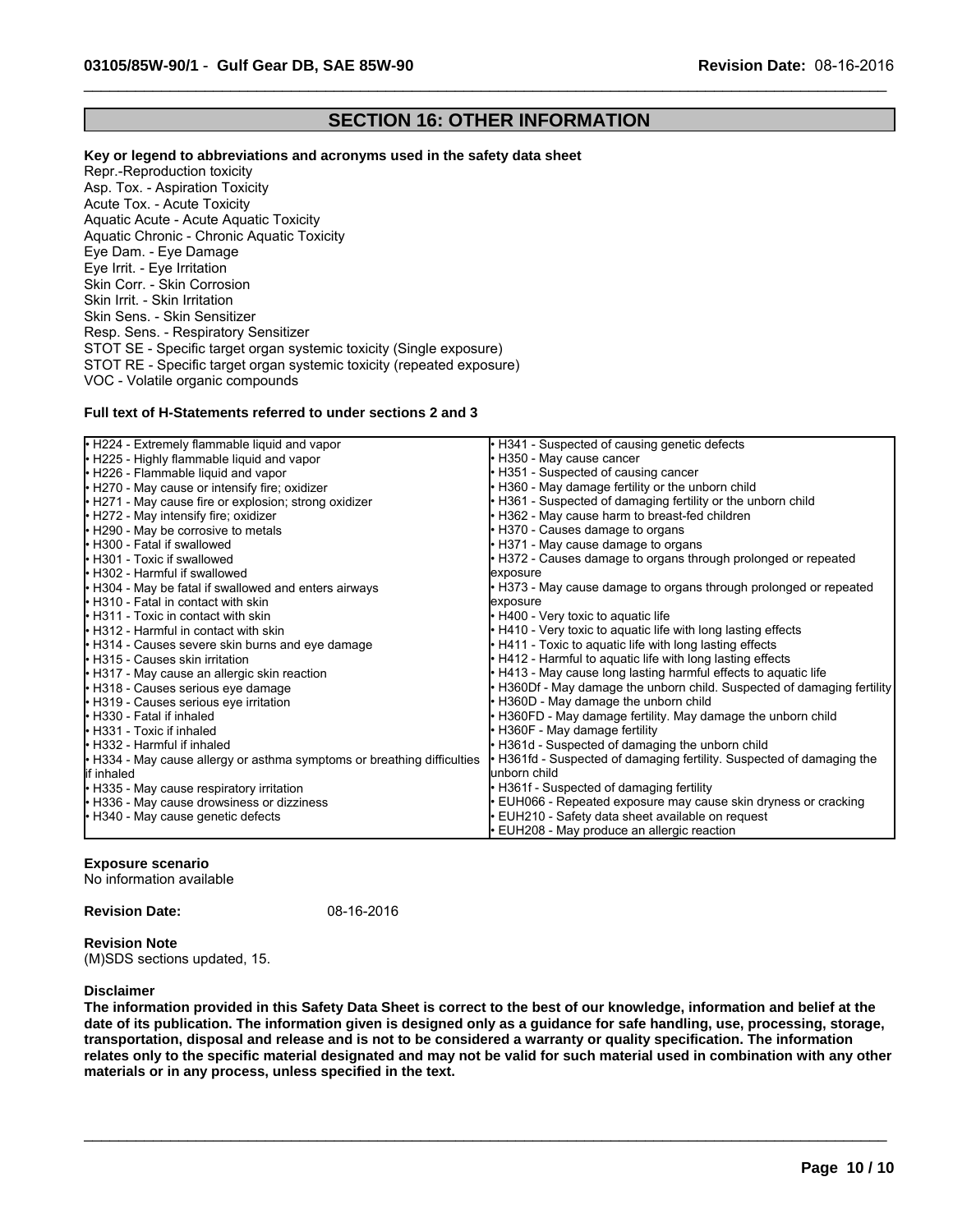## SECTION 16: OTHER INFORMATION

**Key or legend to abbreviations and acronyms used in the safety data sheet**

Repr.-Reproduction toxicity
Asp. Tox. - Aspiration Toxicity
Acute Tox. - Acute Toxicity
Aquatic Acute - Acute Aquatic Toxicity
Aquatic Chronic - Chronic Aquatic Toxicity
Eye Dam. - Eye Damage
Eye Irrit. - Eye Irritation
Skin Corr. - Skin Corrosion
Skin Irrit. - Skin Irritation
Skin Sens. - Skin Sensitizer
Resp. Sens. - Respiratory Sensitizer
STOT SE - Specific target organ systemic toxicity (Single exposure)
STOT RE - Specific target organ systemic toxicity (repeated exposure)
VOC - Volatile organic compounds

**Full text of H-Statements referred to under sections 2 and 3**

| | |
|---|---|
| • H224 - Extremely flammable liquid and vapor<br>• H225 - Highly flammable liquid and vapor<br>• H226 - Flammable liquid and vapor<br>• H270 - May cause or intensify fire; oxidizer<br>• H271 - May cause fire or explosion; strong oxidizer<br>• H272 - May intensify fire; oxidizer<br>• H290 - May be corrosive to metals<br>• H300 - Fatal if swallowed<br>• H301 - Toxic if swallowed<br>• H302 - Harmful if swallowed<br>• H304 - May be fatal if swallowed and enters airways<br>• H310 - Fatal in contact with skin<br>• H311 - Toxic in contact with skin<br>• H312 - Harmful in contact with skin<br>• H314 - Causes severe skin burns and eye damage<br>• H315 - Causes skin irritation<br>• H317 - May cause an allergic skin reaction<br>• H318 - Causes serious eye damage<br>• H319 - Causes serious eye irritation<br>• H330 - Fatal if inhaled<br>• H331 - Toxic if inhaled<br>• H332 - Harmful if inhaled<br>• H334 - May cause allergy or asthma symptoms or breathing difficulties if inhaled<br>• H335 - May cause respiratory irritation<br>• H336 - May cause drowsiness or dizziness<br>• H340 - May cause genetic defects | • H341 - Suspected of causing genetic defects<br>• H350 - May cause cancer<br>• H351 - Suspected of causing cancer<br>• H360 - May damage fertility or the unborn child<br>• H361 - Suspected of damaging fertility or the unborn child<br>• H362 - May cause harm to breast-fed children<br>• H370 - Causes damage to organs<br>• H371 - May cause damage to organs<br>• H372 - Causes damage to organs through prolonged or repeated exposure<br>• H373 - May cause damage to organs through prolonged or repeated exposure<br>• H400 - Very toxic to aquatic life<br>• H410 - Very toxic to aquatic life with long lasting effects<br>• H411 - Toxic to aquatic life with long lasting effects<br>• H412 - Harmful to aquatic life with long lasting effects<br>• H413 - May cause long lasting harmful effects to aquatic life<br>• H360Df - May damage the unborn child. Suspected of damaging fertility<br>• H360D - May damage the unborn child<br>• H360FD - May damage fertility. May damage the unborn child<br>• H360F - May damage fertility<br>• H361d - Suspected of damaging the unborn child<br>• H361fd - Suspected of damaging fertility. Suspected of damaging the unborn child<br>• H361f - Suspected of damaging fertility<br>• EUH066 - Repeated exposure may cause skin dryness or cracking<br>• EUH210 - Safety data sheet available on request<br>• EUH208 - May produce an allergic reaction |

**Exposure scenario**
No information available

**Revision Date:** 08-16-2016

**Revision Note**
(M)SDS sections updated, 15.

**Disclaimer**
**The information provided in this Safety Data Sheet is correct to the best of our knowledge, information and belief at the date of its publication. The information given is designed only as a guidance for safe handling, use, processing, storage, transportation, disposal and release and is not to be considered a warranty or quality specification. The information relates only to the specific material designated and may not be valid for such material used in combination with any other materials or in any process, unless specified in the text.**